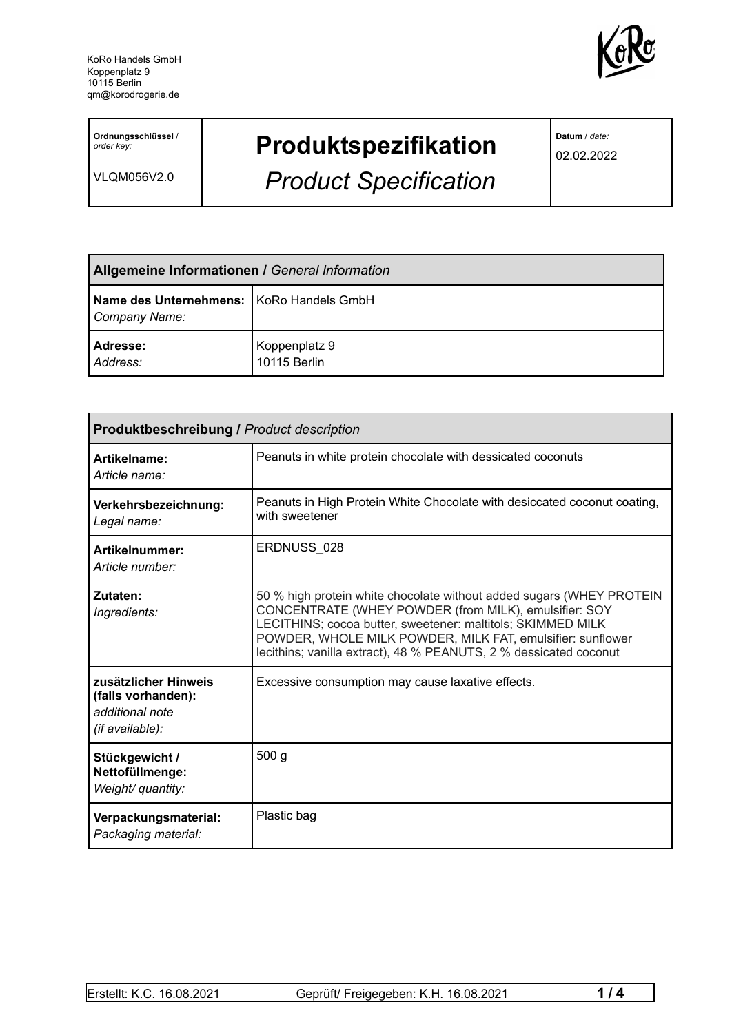KoRo Handels GmbH
Koppenplatz 9
10115 Berlin
qm@korodrogerie.de

| **Ordnungsschlüssel** / *order key:* VLQM056V2.0 | **Produktspezifikation** *Product Specification* | **Datum** / *date:* 02.02.2022 |
|---|---|---|

| **Allgemeine Informationen /** *General Information* | |
|---|---|
| **Name des Unternehmens:** *Company Name:* | KoRo Handels GmbH |
| **Adresse:** *Address:* | Koppenplatz 9 10115 Berlin |

| **Produktbeschreibung /** *Product description* | |
|---|---|
| **Artikelname:** *Article name:* | Peanuts in white protein chocolate with dessicated coconuts |
| **Verkehrsbezeichnung:** *Legal name:* | Peanuts in High Protein White Chocolate with desiccated coconut coating, with sweetener |
| **Artikelnummer:** *Article number:* | ERDNUSS_028 |
| **Zutaten:** *Ingredients:* | 50 % high protein white chocolate without added sugars (WHEY PROTEIN CONCENTRATE (WHEY POWDER (from MILK), emulsifier: SOY LECITHINS; cocoa butter, sweetener: maltitols; SKIMMED MILK POWDER, WHOLE MILK POWDER, MILK FAT, emulsifier: sunflower lecithins; vanilla extract), 48 % PEANUTS, 2 % dessicated coconut |
| **zusätzlicher Hinweis (falls vorhanden):** *additional note (if available):* | Excessive consumption may cause laxative effects. |
| **Stückgewicht / Nettofüllmenge:** *Weight/ quantity:* | 500 g |
| **Verpackungsmaterial:** *Packaging material:* | Plastic bag |

Erstellt: K.C. 16.08.2021 Geprüft/ Freigegeben: K.H. 16.08.2021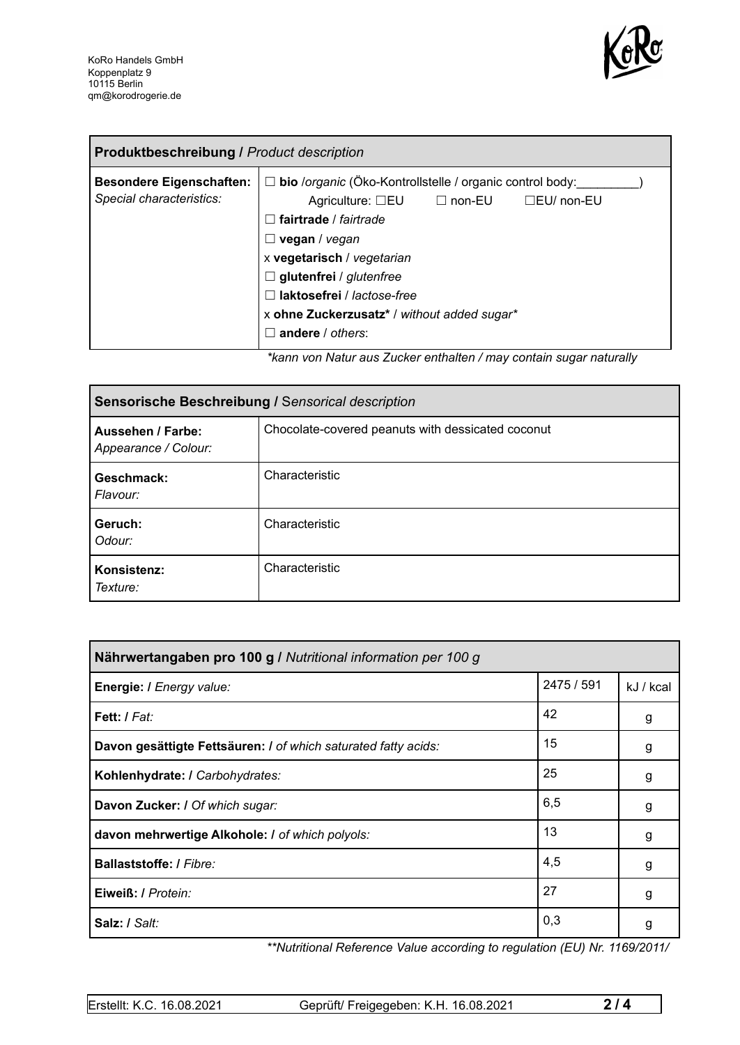KoRo Handels GmbH
Koppenplatz 9
10115 Berlin
qm@korodrogerie.de

| **Produktbeschreibung /** *Product description* | |
|---|---|
| **Besondere Eigenschaften:** *Special characteristics:* | ☐ **bio** /*organic* (Öko-Kontrollstelle / organic control body:_________) Agriculture: ☐EU ☐ non-EU ☐EU/ non-EU<br>☐ **fairtrade** / *fairtrade*<br>☐ **vegan** / *vegan*<br>x **vegetarisch** / *vegetarian*<br>☐ **glutenfrei** / *glutenfree*<br>☐ **laktosefrei** / *lactose-free*<br>x **ohne Zuckerzusatz*** / *without added sugar**<br>☐ **andere** / *others*: |

*\*kann von Natur aus Zucker enthalten / may contain sugar naturally*

| **Sensorische Beschreibung /** *Sensorical description* | |
|---|---|
| **Aussehen / Farbe:** *Appearance / Colour:* | Chocolate-covered peanuts with dessicated coconut |
| **Geschmack:** *Flavour:* | Characteristic |
| **Geruch:** *Odour:* | Characteristic |
| **Konsistenz:** *Texture:* | Characteristic |

| **Nährwertangaben pro 100 g /** *Nutritional information per 100 g* | | |
|---|---|---|
| **Energie: /** *Energy value:* | 2475 / 591 | kJ / kcal |
| **Fett: /** *Fat:* | 42 | g |
| **Davon gesättigte Fettsäuren: /** *of which saturated fatty acids:* | 15 | g |
| **Kohlenhydrate: /** *Carbohydrates:* | 25 | g |
| **Davon Zucker: /** *Of which sugar:* | 6,5 | g |
| **davon mehrwertige Alkohole: /** *of which polyols:* | 13 | g |
| **Ballaststoffe: /** *Fibre:* | 4,5 | g |
| **Eiweiß: /** *Protein:* | 27 | g |
| **Salz: /** *Salt:* | 0,3 | g |

*\*\*Nutritional Reference Value according to regulation (EU) Nr. 1169/2011/*

| Erstellt: K.C. 16.08.2021 | Geprüft/ Freigegeben: K.H. 16.08.2021 |
|---|---|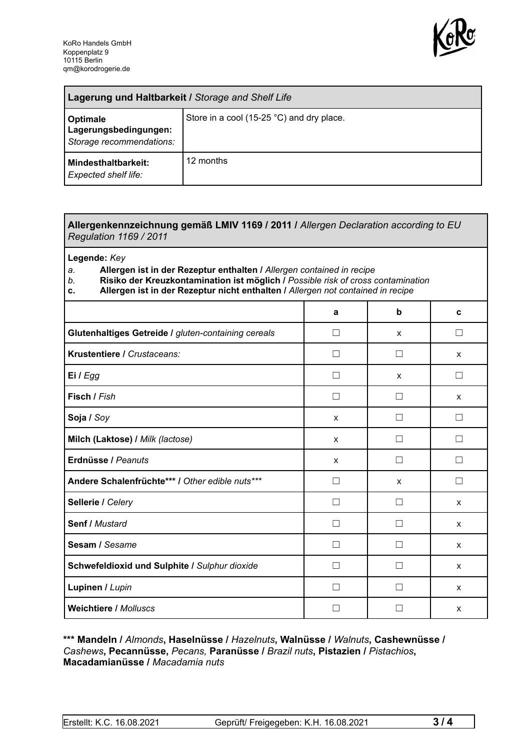KoRo Handels GmbH
Koppenplatz 9
10115 Berlin
qm@korodrogerie.de

| **Lagerung und Haltbarkeit /** *Storage and Shelf Life* | |
|---|---|
| **Optimale Lagerungsbedingungen:** *Storage recommendations:* | Store in a cool (15-25 °C) and dry place. |
| **Mindesthaltbarkeit:** *Expected shelf life:* | 12 months |

**Allergenkennzeichnung gemäß LMIV 1169 / 2011 /** *Allergen Declaration according to EU Regulation 1169 / 2011*

**Legende:** *Key*

*a.* **Allergen ist in der Rezeptur enthalten /** *Allergen contained in recipe*
*b.* **Risiko der Kreuzkontamination ist möglich /** *Possible risk of cross contamination*
**c.** **Allergen ist in der Rezeptur nicht enthalten /** *Allergen not contained in recipe*

| | a | b | c |
|---|---|---|---|
| **Glutenhaltiges Getreide /** *gluten-containing cereals* | ☐ | x | ☐ |
| **Krustentiere /** *Crustaceans:* | ☐ | ☐ | x |
| **Ei /** *Egg* | ☐ | x | ☐ |
| **Fisch /** *Fish* | ☐ | ☐ | x |
| **Soja /** *Soy* | x | ☐ | ☐ |
| **Milch (Laktose) /** *Milk (lactose)* | x | ☐ | ☐ |
| **Erdnüsse /** *Peanuts* | x | ☐ | ☐ |
| **Andere Schalenfrüchte*** /** *Other edible nuts**** | ☐ | x | ☐ |
| **Sellerie /** *Celery* | ☐ | ☐ | x |
| **Senf /** *Mustard* | ☐ | ☐ | x |
| **Sesam /** *Sesame* | ☐ | ☐ | x |
| **Schwefeldioxid und Sulphite /** *Sulphur dioxide* | ☐ | ☐ | x |
| **Lupinen /** *Lupin* | ☐ | ☐ | x |
| **Weichtiere /** *Molluscs* | ☐ | ☐ | x |

**\*\*\* Mandeln /** *Almonds*, **Haselnüsse /** *Hazelnuts*, **Walnüsse /** *Walnuts*, **Cashewnüsse /** *Cashews*, **Pecannüsse,** *Pecans,* **Paranüsse /** *Brazil nuts*, **Pistazien /** *Pistachios*, **Macadamianüsse /** *Macadamia nuts*

Erstellt: K.C. 16.08.2021 | Geprüft/ Freigegeben: K.H. 16.08.2021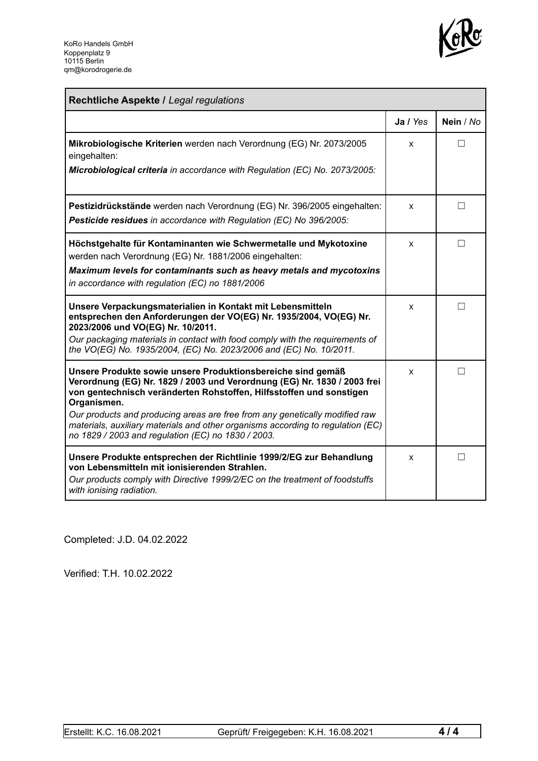KoRo Handels GmbH
Koppenplatz 9
10115 Berlin
qm@korodrogerie.de

| **Rechtliche Aspekte /** *Legal regulations* | | |
|---|---|---|
| | **Ja /** *Yes* | **Nein** / *No* |
| **Mikrobiologische Kriterien** werden nach Verordnung (EG) Nr. 2073/2005 eingehalten:<br>***Microbiological criteria** in accordance with Regulation (EC) No. 2073/2005:* | x | ☐ |
| **Pestizidrückstände** werden nach Verordnung (EG) Nr. 396/2005 eingehalten:<br>***Pesticide residues** in accordance with Regulation (EC) No 396/2005:* | x | ☐ |
| **Höchstgehalte für Kontaminanten wie Schwermetalle und Mykotoxine** werden nach Verordnung (EG) Nr. 1881/2006 eingehalten:<br>***Maximum levels for contaminants such as heavy metals and mycotoxins** in accordance with regulation (EC) no 1881/2006* | x | ☐ |
| **Unsere Verpackungsmaterialien in Kontakt mit Lebensmitteln entsprechen den Anforderungen der VO(EG) Nr. 1935/2004, VO(EG) Nr. 2023/2006 und VO(EG) Nr. 10/2011.**<br>*Our packaging materials in contact with food comply with the requirements of the VO(EG) No. 1935/2004, (EC) No. 2023/2006 and (EC) No. 10/2011.* | x | ☐ |
| **Unsere Produkte sowie unsere Produktionsbereiche sind gemäß Verordnung (EG) Nr. 1829 / 2003 und Verordnung (EG) Nr. 1830 / 2003 frei von gentechnisch veränderten Rohstoffen, Hilfsstoffen und sonstigen Organismen.**<br>*Our products and producing areas are free from any genetically modified raw materials, auxiliary materials and other organisms according to regulation (EC) no 1829 / 2003 and regulation (EC) no 1830 / 2003.* | x | ☐ |
| **Unsere Produkte entsprechen der Richtlinie 1999/2/EG zur Behandlung von Lebensmitteln mit ionisierenden Strahlen.**<br>*Our products comply with Directive 1999/2/EC on the treatment of foodstuffs with ionising radiation.* | x | ☐ |

Completed: J.D. 04.02.2022

Verified: T.H. 10.02.2022

Erstellt: K.C. 16.08.2021 | Geprüft/ Freigegeben: K.H. 16.08.2021